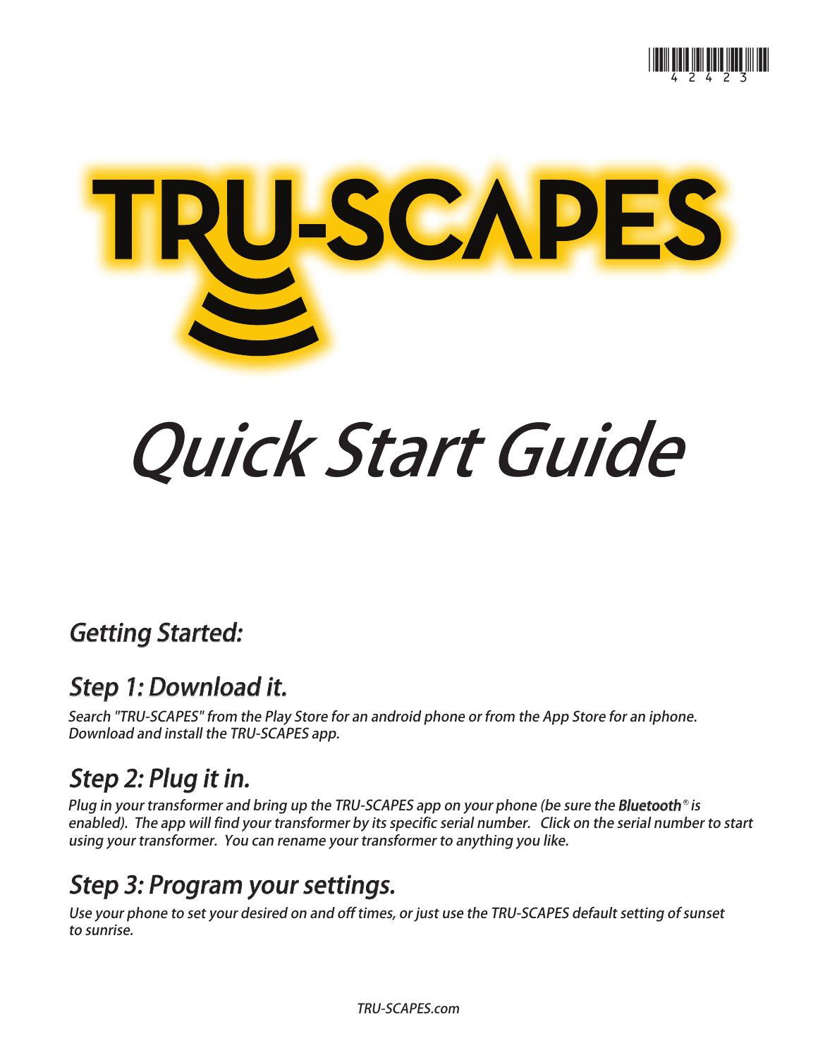# TRU-SCAPES

# *Quick Start Guide*

## *Getting Started:*

### *Step 1: Download it.*

*Search "TRU-SCAPES" from the Play Store for an android phone or from the App Store for an iphone. Download and install the TRU-SCAPES app.*

### *Step 2: Plug it in.*

*Plug in your transformer and bring up the TRU-SCAPES app on your phone (be sure the **Bluetooth**® is enabled). The app will find your transformer by its specific serial number. Click on the serial number to start using your transformer. You can rename your transformer to anything you like.*

### *Step 3: Program your settings.*

*Use your phone to set your desired on and off times, or just use the TRU-SCAPES default setting of sunset to sunrise.*

*TRU-SCAPES.com*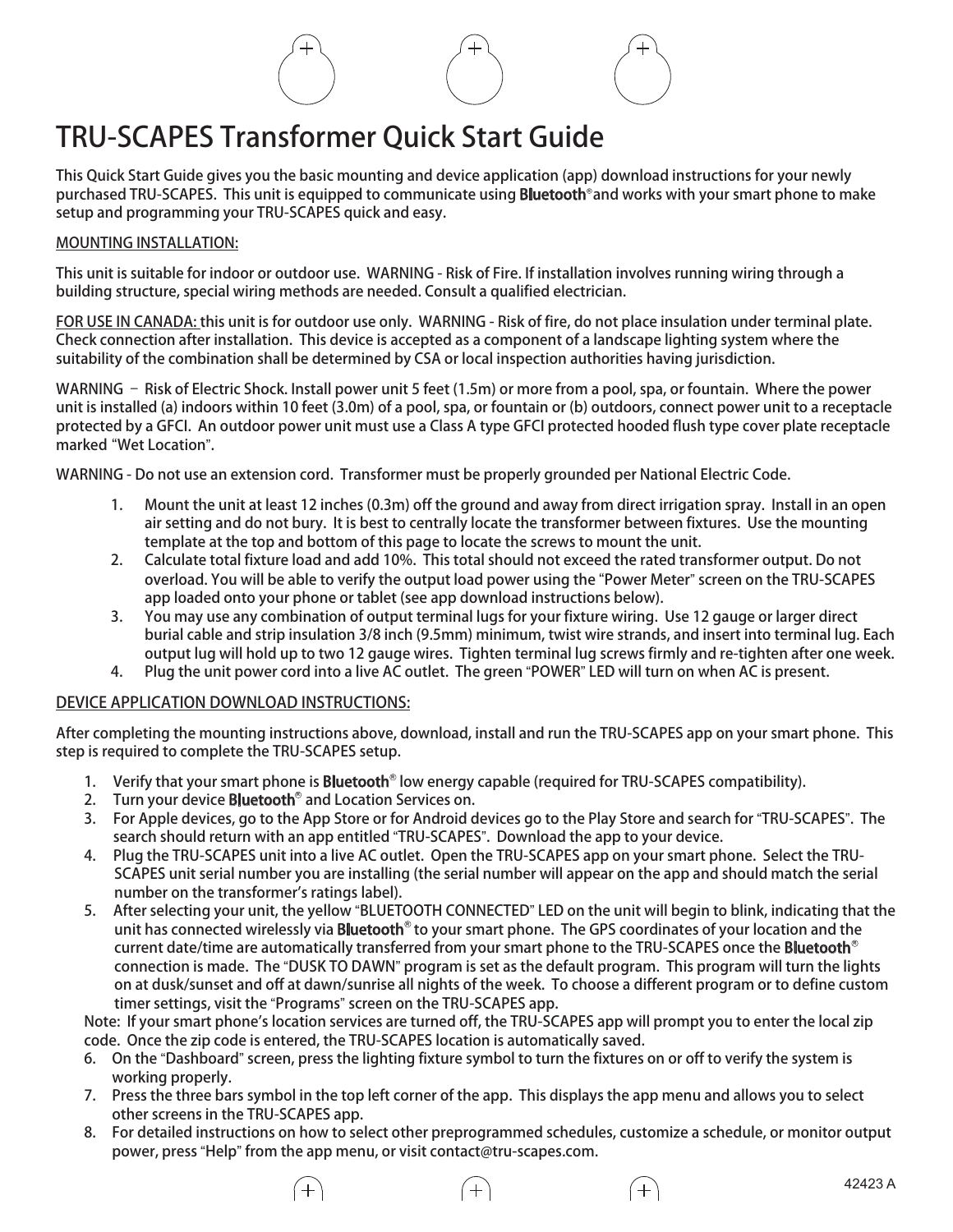# TRU-SCAPES Transformer Quick Start Guide

This Quick Start Guide gives you the basic mounting and device application (app) download instructions for your newly purchased TRU-SCAPES. This unit is equipped to communicate using Bluetooth® and works with your smart phone to make setup and programming your TRU-SCAPES quick and easy.

MOUNTING INSTALLATION:

This unit is suitable for indoor or outdoor use. WARNING - Risk of Fire. If installation involves running wiring through a building structure, special wiring methods are needed. Consult a qualified electrician.

FOR USE IN CANADA: this unit is for outdoor use only. WARNING - Risk of fire, do not place insulation under terminal plate. Check connection after installation. This device is accepted as a component of a landscape lighting system where the suitability of the combination shall be determined by CSA or local inspection authorities having jurisdiction.

WARNING – Risk of Electric Shock. Install power unit 5 feet (1.5m) or more from a pool, spa, or fountain. Where the power unit is installed (a) indoors within 10 feet (3.0m) of a pool, spa, or fountain or (b) outdoors, connect power unit to a receptacle protected by a GFCI. An outdoor power unit must use a Class A type GFCI protected hooded flush type cover plate receptacle marked "Wet Location".

WARNING - Do not use an extension cord. Transformer must be properly grounded per National Electric Code.

1. Mount the unit at least 12 inches (0.3m) off the ground and away from direct irrigation spray. Install in an open air setting and do not bury. It is best to centrally locate the transformer between fixtures. Use the mounting template at the top and bottom of this page to locate the screws to mount the unit.
2. Calculate total fixture load and add 10%. This total should not exceed the rated transformer output. Do not overload. You will be able to verify the output load power using the "Power Meter" screen on the TRU-SCAPES app loaded onto your phone or tablet (see app download instructions below).
3. You may use any combination of output terminal lugs for your fixture wiring. Use 12 gauge or larger direct burial cable and strip insulation 3/8 inch (9.5mm) minimum, twist wire strands, and insert into terminal lug. Each output lug will hold up to two 12 gauge wires. Tighten terminal lug screws firmly and re-tighten after one week.
4. Plug the unit power cord into a live AC outlet. The green "POWER" LED will turn on when AC is present.

DEVICE APPLICATION DOWNLOAD INSTRUCTIONS:

After completing the mounting instructions above, download, install and run the TRU-SCAPES app on your smart phone. This step is required to complete the TRU-SCAPES setup.

1. Verify that your smart phone is Bluetooth® low energy capable (required for TRU-SCAPES compatibility).
2. Turn your device Bluetooth® and Location Services on.
3. For Apple devices, go to the App Store or for Android devices go to the Play Store and search for "TRU-SCAPES". The search should return with an app entitled "TRU-SCAPES". Download the app to your device.
4. Plug the TRU-SCAPES unit into a live AC outlet. Open the TRU-SCAPES app on your smart phone. Select the TRU-SCAPES unit serial number you are installing (the serial number will appear on the app and should match the serial number on the transformer's ratings label).
5. After selecting your unit, the yellow "BLUETOOTH CONNECTED" LED on the unit will begin to blink, indicating that the unit has connected wirelessly via Bluetooth® to your smart phone. The GPS coordinates of your location and the current date/time are automatically transferred from your smart phone to the TRU-SCAPES once the Bluetooth® connection is made. The "DUSK TO DAWN" program is set as the default program. This program will turn the lights on at dusk/sunset and off at dawn/sunrise all nights of the week. To choose a different program or to define custom timer settings, visit the "Programs" screen on the TRU-SCAPES app.

Note: If your smart phone's location services are turned off, the TRU-SCAPES app will prompt you to enter the local zip code. Once the zip code is entered, the TRU-SCAPES location is automatically saved.

6. On the "Dashboard" screen, press the lighting fixture symbol to turn the fixtures on or off to verify the system is working properly.
7. Press the three bars symbol in the top left corner of the app. This displays the app menu and allows you to select other screens in the TRU-SCAPES app.
8. For detailed instructions on how to select other preprogrammed schedules, customize a schedule, or monitor output power, press "Help" from the app menu, or visit contact@tru-scapes.com.

42423 A